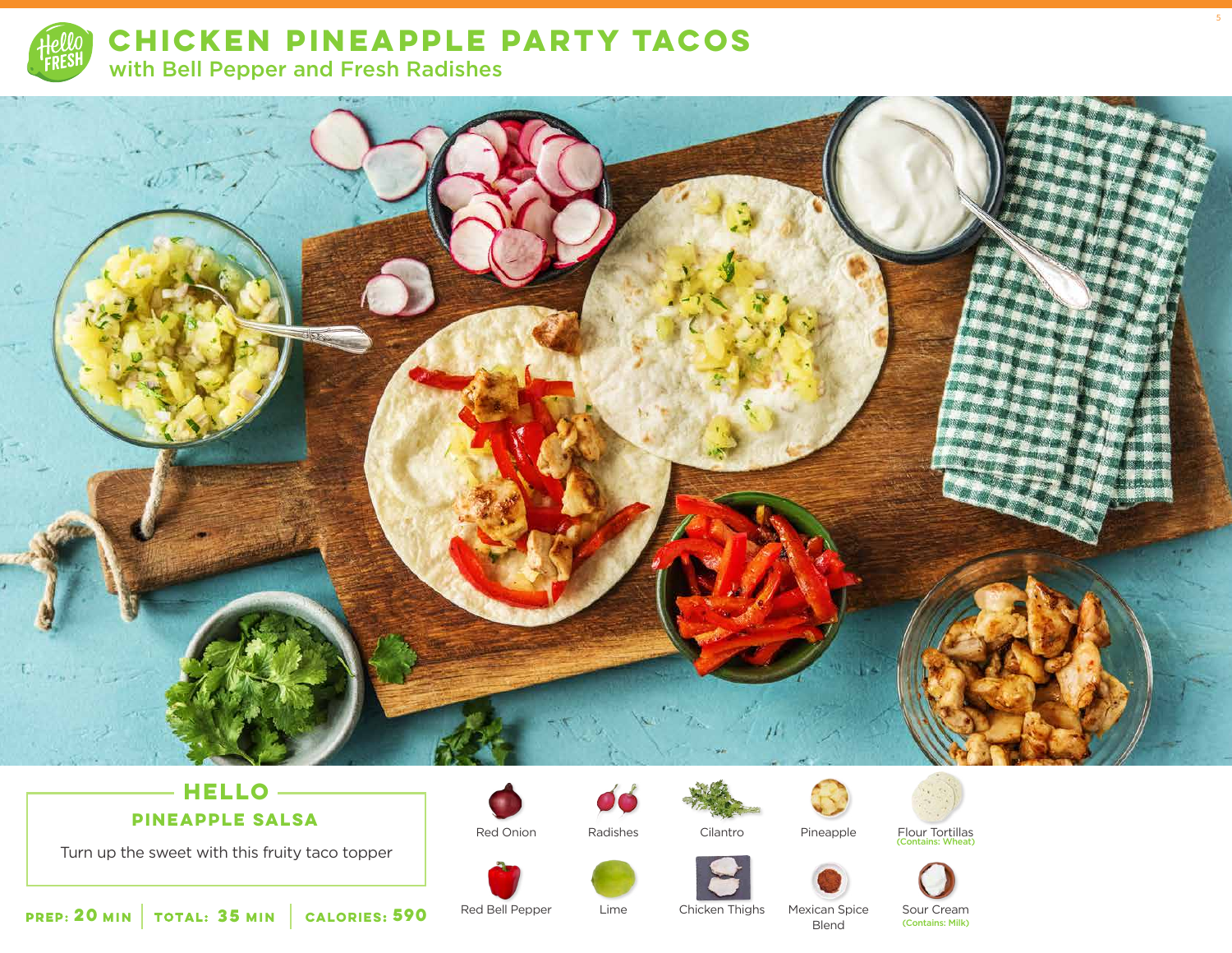# CHICKEN PINEAPPLE PARTY TACOS

## with Bell Pepper and Fresh Radishes

### HELLO

**PINEAPPLE SALSA**

Turn up the sweet with this fruity taco topper

**PREP: 20 MIN** | **TOTAL: 35 MIN** | **CALORIES: 590**

- Red Onion
- Radishes
- Cilantro
- Pineapple
- Flour Tortillas (Contains: Wheat)
- Red Bell Pepper
- Lime
- Chicken Thighs
- Mexican Spice Blend
- Sour Cream (Contains: Milk)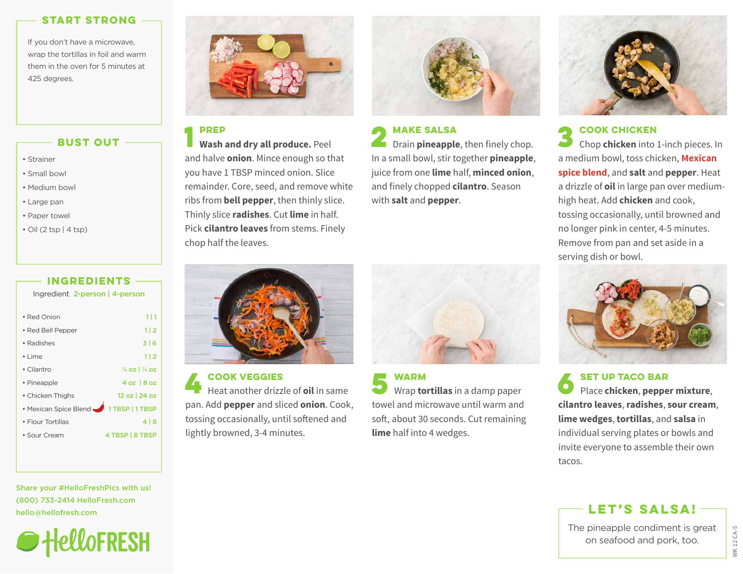## START STRONG

If you don't have a microwave, wrap the tortillas in foil and warm them in the oven for 5 minutes at 425 degrees.

## BUST OUT

- Strainer
- Small bowl
- Medium bowl
- Large pan
- Paper towel
- Oil (2 tsp | 4 tsp)

## INGREDIENTS

| Ingredient | 2-person \| 4-person |
| --- | --- |
| Red Onion | 1 \| 1 |
| Red Bell Pepper | 1 \| 2 |
| Radishes | 3 \| 6 |
| Lime | 1 \| 2 |
| Cilantro | ¼ oz \| ¼ oz |
| Pineapple | 4 oz \| 8 oz |
| Chicken Thighs | 12 oz \| 24 oz |
| Mexican Spice Blend | 1 TBSP \| 1 TBSP |
| Flour Tortillas | 4 \| 8 |
| Sour Cream | 4 TBSP \| 8 TBSP |

Share your #HelloFreshPics with us!
(800) 733-2414 HelloFresh.com
hello@hellofresh.com

HelloFRESH

## 1 PREP

**Wash and dry all produce.** Peel and halve **onion**. Mince enough so that you have 1 TBSP minced onion. Slice remainder. Core, seed, and remove white ribs from **bell pepper**, then thinly slice. Thinly slice **radishes**. Cut **lime** in half. Pick **cilantro leaves** from stems. Finely chop half the leaves.

## 2 MAKE SALSA

Drain **pineapple**, then finely chop. In a small bowl, stir together **pineapple**, juice from one **lime** half, **minced onion**, and finely chopped **cilantro**. Season with **salt** and **pepper**.

## 3 COOK CHICKEN

Chop **chicken** into 1-inch pieces. In a medium bowl, toss chicken, **Mexican spice blend**, and **salt** and **pepper**. Heat a drizzle of **oil** in large pan over medium-high heat. Add **chicken** and cook, tossing occasionally, until browned and no longer pink in center, 4-5 minutes. Remove from pan and set aside in a serving dish or bowl.

## 4 COOK VEGGIES

Heat another drizzle of **oil** in same pan. Add **pepper** and sliced **onion**. Cook, tossing occasionally, until softened and lightly browned, 3-4 minutes.

## 5 WARM

Wrap **tortillas** in a damp paper towel and microwave until warm and soft, about 30 seconds. Cut remaining **lime** half into 4 wedges.

## 6 SET UP TACO BAR

Place **chicken**, **pepper mixture**, **cilantro leaves**, **radishes**, **sour cream**, **lime wedges**, **tortillas**, and **salsa** in individual serving plates or bowls and invite everyone to assemble their own tacos.

## LET'S SALSA!

The pineapple condiment is great on seafood and pork, too.

WK 12 CA-5